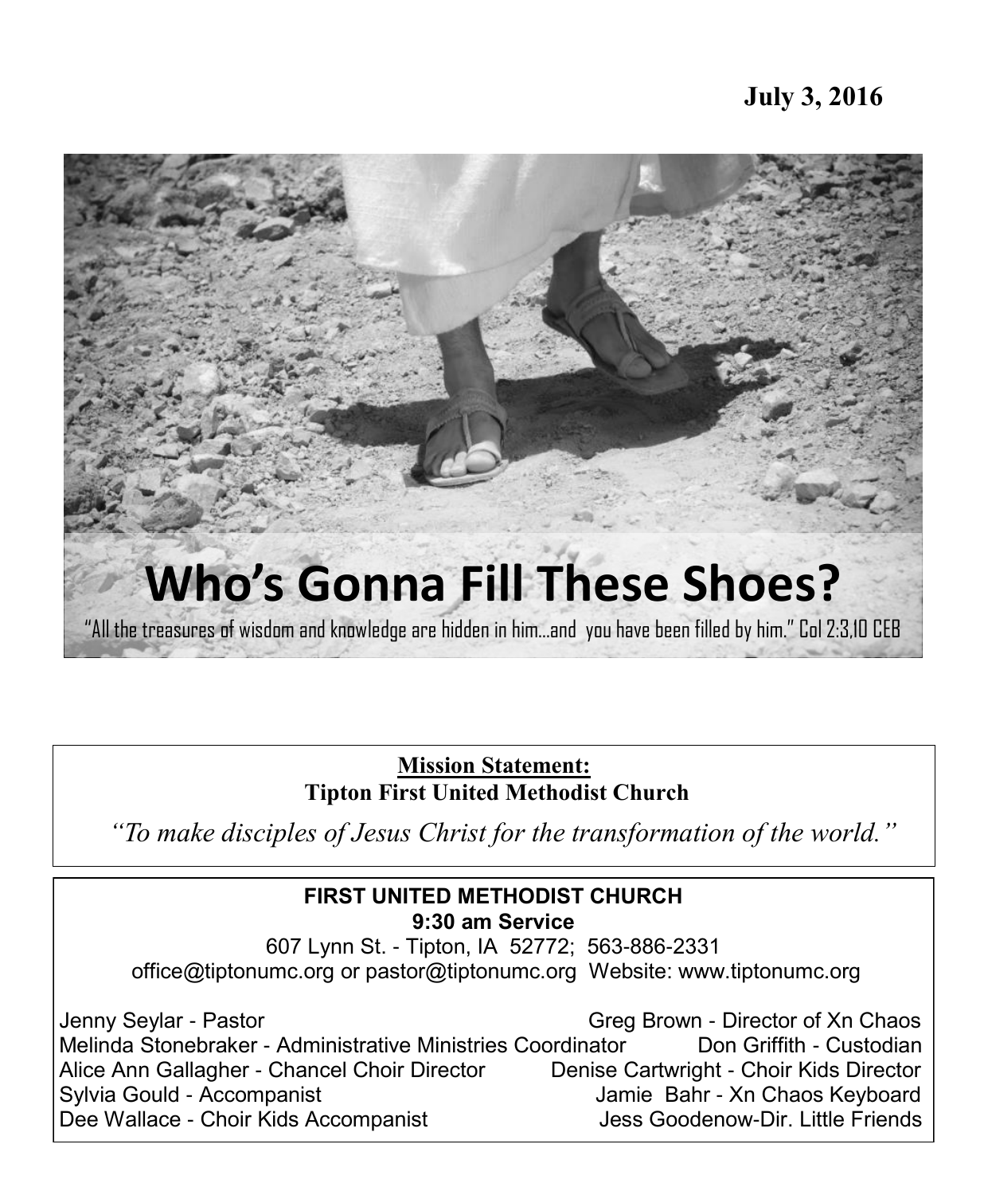**July 3, 2016**

# Who's Gonna Fill These Shoes?

"All the treasures of wisdom and knowledge are hidden in him…and you have been filled by him." Col 2:3,10 CEB

**Mission Statement:**
**Tipton First United Methodist Church**

*"To make disciples of Jesus Christ for the transformation of the world."*

**FIRST UNITED METHODIST CHURCH**
**9:30 am Service**
607 Lynn St. - Tipton, IA 52772; 563-886-2331
office@tiptonumc.org or pastor@tiptonumc.org Website: www.tiptonumc.org

Jenny Seylar - Pastor
Melinda Stonebraker - Administrative Ministries Coordinator
Alice Ann Gallagher - Chancel Choir Director
Sylvia Gould - Accompanist
Dee Wallace - Choir Kids Accompanist
Greg Brown - Director of Xn Chaos
Don Griffith - Custodian
Denise Cartwright - Choir Kids Director
Jamie Bahr - Xn Chaos Keyboard
Jess Goodenow-Dir. Little Friends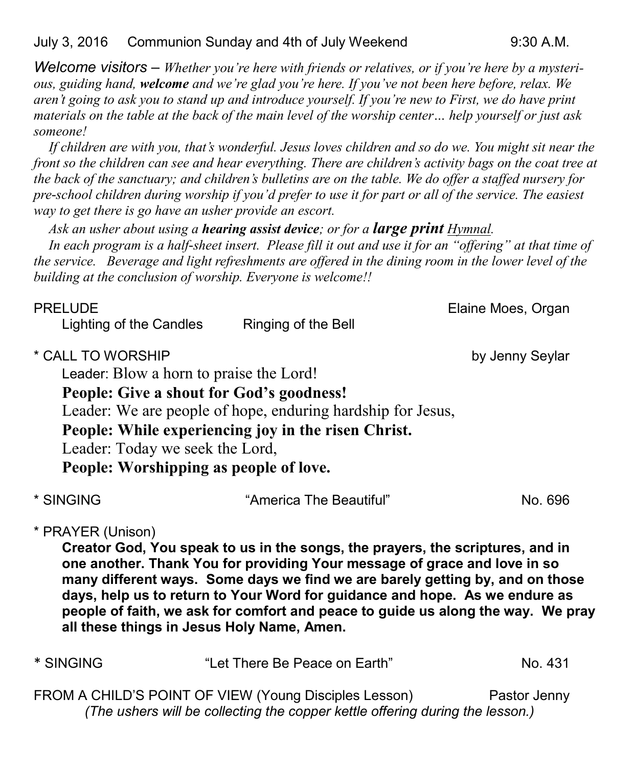July 3, 2016 Communion Sunday and 4th of July Weekend 9:30 A.M.

*Welcome visitors – Whether you're here with friends or relatives, or if you're here by a mysterious, guiding hand, **welcome** and we're glad you're here. If you've not been here before, relax. We aren't going to ask you to stand up and introduce yourself. If you're new to First, we do have print materials on the table at the back of the main level of the worship center… help yourself or just ask someone!*

*If children are with you, that's wonderful. Jesus loves children and so do we. You might sit near the front so the children can see and hear everything. There are children's activity bags on the coat tree at the back of the sanctuary; and children's bulletins are on the table. We do offer a staffed nursery for pre-school children during worship if you'd prefer to use it for part or all of the service. The easiest way to get there is go have an usher provide an escort.*

*Ask an usher about using a **hearing assist device**; or for a **large print** Hymnal.*

*In each program is a half-sheet insert. Please fill it out and use it for an "offering" at that time of the service. Beverage and light refreshments are offered in the dining room in the lower level of the building at the conclusion of worship. Everyone is welcome!!*

PRELUDE Elaine Moes, Organ

Lighting of the Candles Ringing of the Bell

\* CALL TO WORSHIP by Jenny Seylar

Leader: Blow a horn to praise the Lord!

**People: Give a shout for God's goodness!**

Leader: We are people of hope, enduring hardship for Jesus,

**People: While experiencing joy in the risen Christ.**

Leader: Today we seek the Lord,

**People: Worshipping as people of love.**

\* SINGING "America The Beautiful" No. 696

\* PRAYER (Unison)

**Creator God, You speak to us in the songs, the prayers, the scriptures, and in one another. Thank You for providing Your message of grace and love in so many different ways. Some days we find we are barely getting by, and on those days, help us to return to Your Word for guidance and hope. As we endure as people of faith, we ask for comfort and peace to guide us along the way. We pray all these things in Jesus Holy Name, Amen.**

\* SINGING "Let There Be Peace on Earth" No. 431

FROM A CHILD'S POINT OF VIEW (Young Disciples Lesson) Pastor Jenny

*(The ushers will be collecting the copper kettle offering during the lesson.)*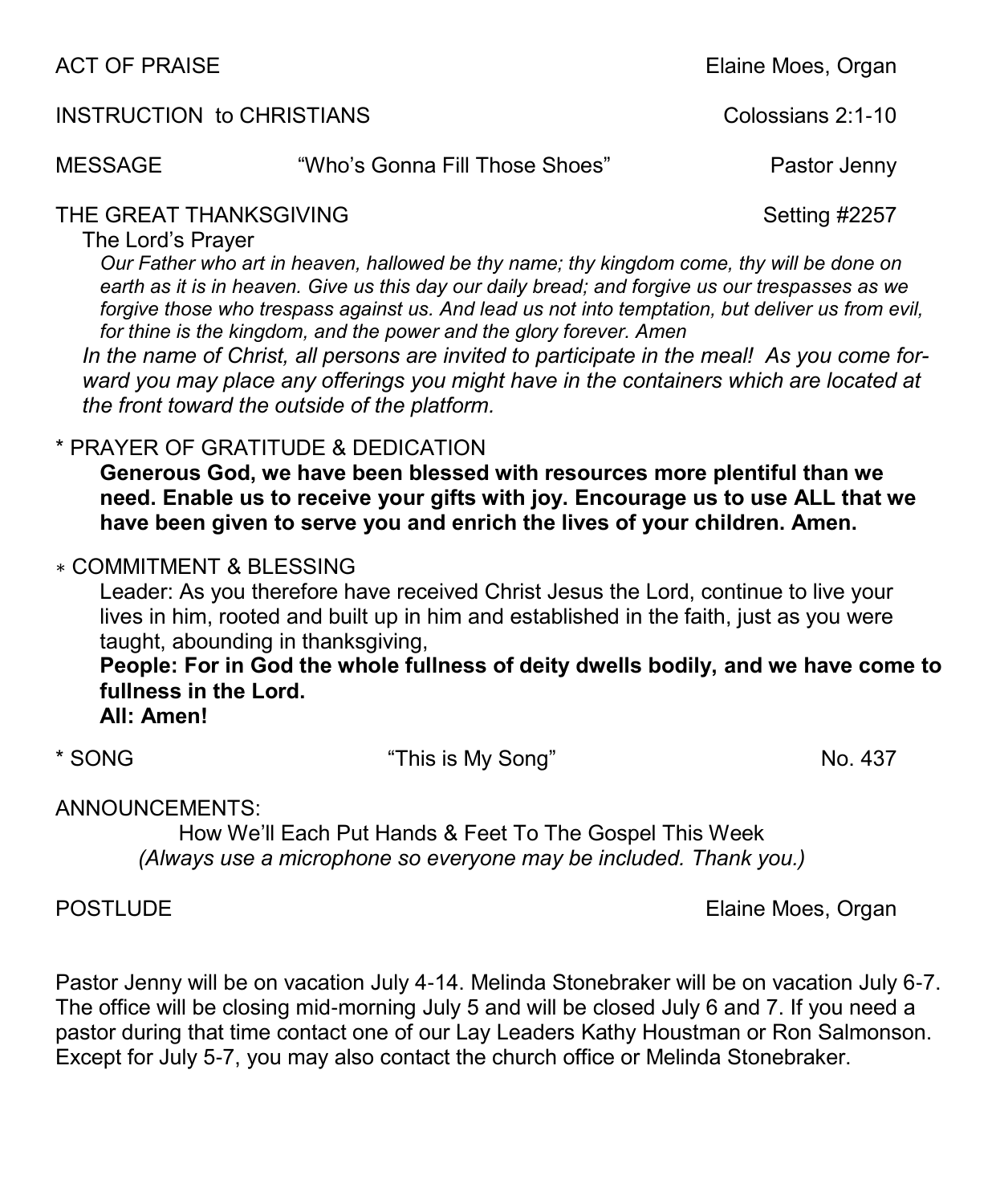ACT OF PRAISE　　　　　　　　　　　　　　　　　　　　　　Elaine Moes, Organ

INSTRUCTION to CHRISTIANS　　　　　　　　　　　　　　　　　Colossians 2:1-10

MESSAGE　　　　"Who's Gonna Fill Those Shoes"　　　　　　　　Pastor Jenny

THE GREAT THANKSGIVING　　　　　　　　　　　　　　　　　　Setting #2257

The Lord's Prayer

*Our Father who art in heaven, hallowed be thy name; thy kingdom come, thy will be done on earth as it is in heaven. Give us this day our daily bread; and forgive us our trespasses as we forgive those who trespass against us. And lead us not into temptation, but deliver us from evil, for thine is the kingdom, and the power and the glory forever. Amen*

*In the name of Christ, all persons are invited to participate in the meal! As you come forward you may place any offerings you might have in the containers which are located at the front toward the outside of the platform.*

\* PRAYER OF GRATITUDE & DEDICATION

**Generous God, we have been blessed with resources more plentiful than we need. Enable us to receive your gifts with joy. Encourage us to use ALL that we have been given to serve you and enrich the lives of your children. Amen.**

\* COMMITMENT & BLESSING

Leader: As you therefore have received Christ Jesus the Lord, continue to live your lives in him, rooted and built up in him and established in the faith, just as you were taught, abounding in thanksgiving,

**People: For in God the whole fullness of deity dwells bodily, and we have come to fullness in the Lord.**

**All: Amen!**

\* SONG　　　　　　　　　　　"This is My Song"　　　　　　　　　　　No. 437

ANNOUNCEMENTS:

How We'll Each Put Hands & Feet To The Gospel This Week

*(Always use a microphone so everyone may be included. Thank you.)*

POSTLUDE　　　　　　　　　　　　　　　　　　　　　　　Elaine Moes, Organ

Pastor Jenny will be on vacation July 4-14. Melinda Stonebraker will be on vacation July 6-7. The office will be closing mid-morning July 5 and will be closed July 6 and 7. If you need a pastor during that time contact one of our Lay Leaders Kathy Houstman or Ron Salmonson. Except for July 5-7, you may also contact the church office or Melinda Stonebraker.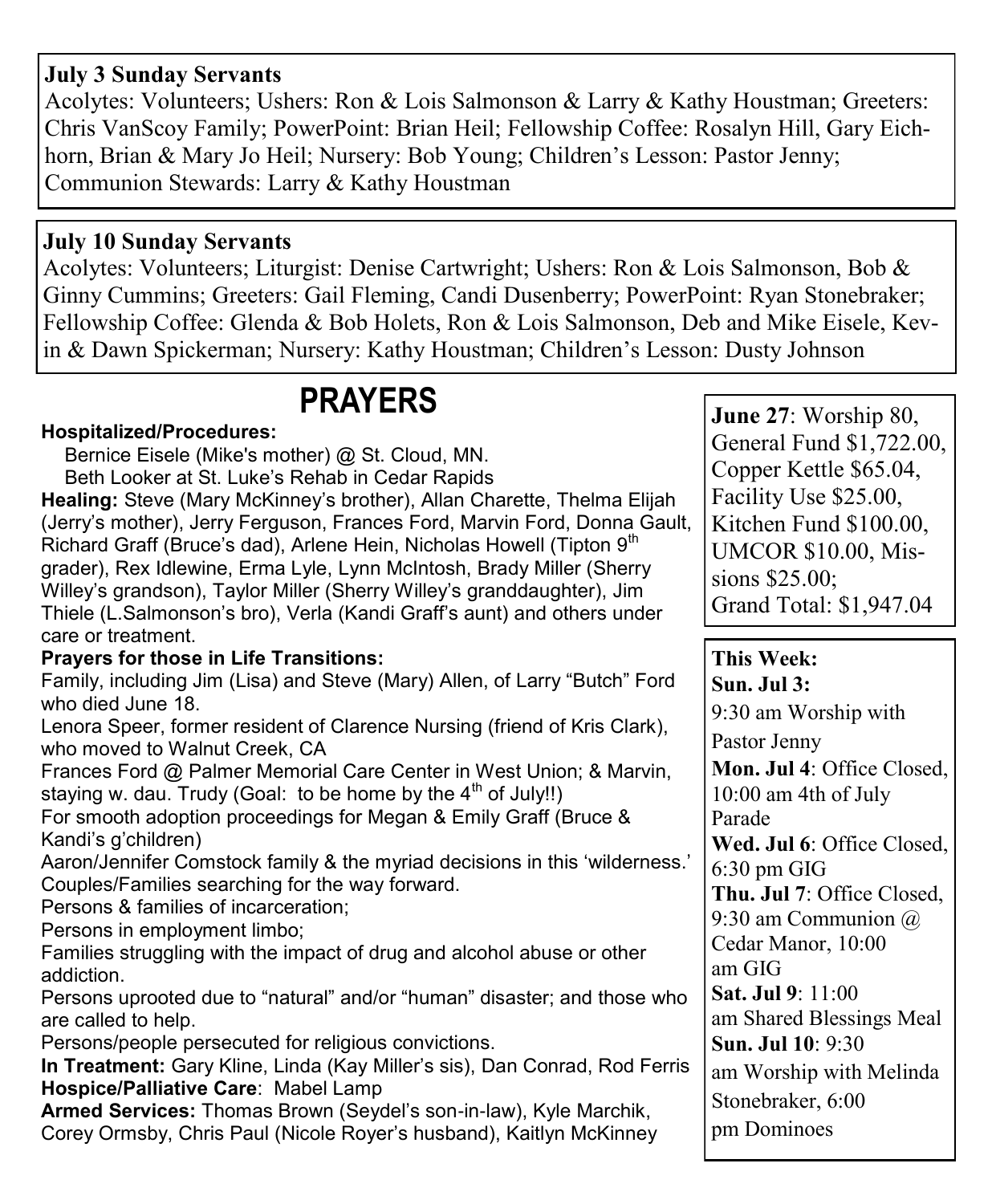**July 3 Sunday Servants**

Acolytes: Volunteers; Ushers: Ron & Lois Salmonson & Larry & Kathy Houstman; Greeters: Chris VanScoy Family; PowerPoint: Brian Heil; Fellowship Coffee: Rosalyn Hill, Gary Eichhorn, Brian & Mary Jo Heil; Nursery: Bob Young; Children's Lesson: Pastor Jenny; Communion Stewards: Larry & Kathy Houstman

**July 10 Sunday Servants**

Acolytes: Volunteers; Liturgist: Denise Cartwright; Ushers: Ron & Lois Salmonson, Bob & Ginny Cummins; Greeters: Gail Fleming, Candi Dusenberry; PowerPoint: Ryan Stonebraker; Fellowship Coffee: Glenda & Bob Holets, Ron & Lois Salmonson, Deb and Mike Eisele, Kevin & Dawn Spickerman; Nursery: Kathy Houstman; Children's Lesson: Dusty Johnson

# PRAYERS

**Hospitalized/Procedures:**

Bernice Eisele (Mike's mother) @ St. Cloud, MN.

Beth Looker at St. Luke's Rehab in Cedar Rapids

**Healing:** Steve (Mary McKinney's brother), Allan Charette, Thelma Elijah (Jerry's mother), Jerry Ferguson, Frances Ford, Marvin Ford, Donna Gault, Richard Graff (Bruce's dad), Arlene Hein, Nicholas Howell (Tipton 9th grader), Rex Idlewine, Erma Lyle, Lynn McIntosh, Brady Miller (Sherry Willey's grandson), Taylor Miller (Sherry Willey's granddaughter), Jim Thiele (L.Salmonson's bro), Verla (Kandi Graff's aunt) and others under care or treatment.

**Prayers for those in Life Transitions:**

Family, including Jim (Lisa) and Steve (Mary) Allen, of Larry "Butch" Ford who died June 18.

Lenora Speer, former resident of Clarence Nursing (friend of Kris Clark), who moved to Walnut Creek, CA

Frances Ford @ Palmer Memorial Care Center in West Union; & Marvin, staying w. dau. Trudy (Goal: to be home by the 4th of July!!)

For smooth adoption proceedings for Megan & Emily Graff (Bruce & Kandi's g'children)

Aaron/Jennifer Comstock family & the myriad decisions in this 'wilderness.'

Couples/Families searching for the way forward.

Persons & families of incarceration;

Persons in employment limbo;

Families struggling with the impact of drug and alcohol abuse or other addiction.

Persons uprooted due to "natural" and/or "human" disaster; and those who are called to help.

Persons/people persecuted for religious convictions.

**In Treatment:** Gary Kline, Linda (Kay Miller's sis), Dan Conrad, Rod Ferris

**Hospice/Palliative Care**: Mabel Lamp

**Armed Services:** Thomas Brown (Seydel's son-in-law), Kyle Marchik, Corey Ormsby, Chris Paul (Nicole Royer's husband), Kaitlyn McKinney

**June 27**: Worship 80, General Fund $1,722.00, Copper Kettle $65.04, Facility Use $25.00, Kitchen Fund $100.00, UMCOR $10.00, Missions $25.00;
Grand Total: $1,947.04

**This Week:**

**Sun. Jul 3:** 9:30 am Worship with Pastor Jenny

**Mon. Jul 4**: Office Closed, 10:00 am 4th of July Parade

**Wed. Jul 6**: Office Closed, 6:30 pm GIG

**Thu. Jul 7**: Office Closed, 9:30 am Communion @ Cedar Manor, 10:00 am GIG

**Sat. Jul 9**: 11:00 am Shared Blessings Meal

**Sun. Jul 10**: 9:30 am Worship with Melinda Stonebraker, 6:00 pm Dominoes